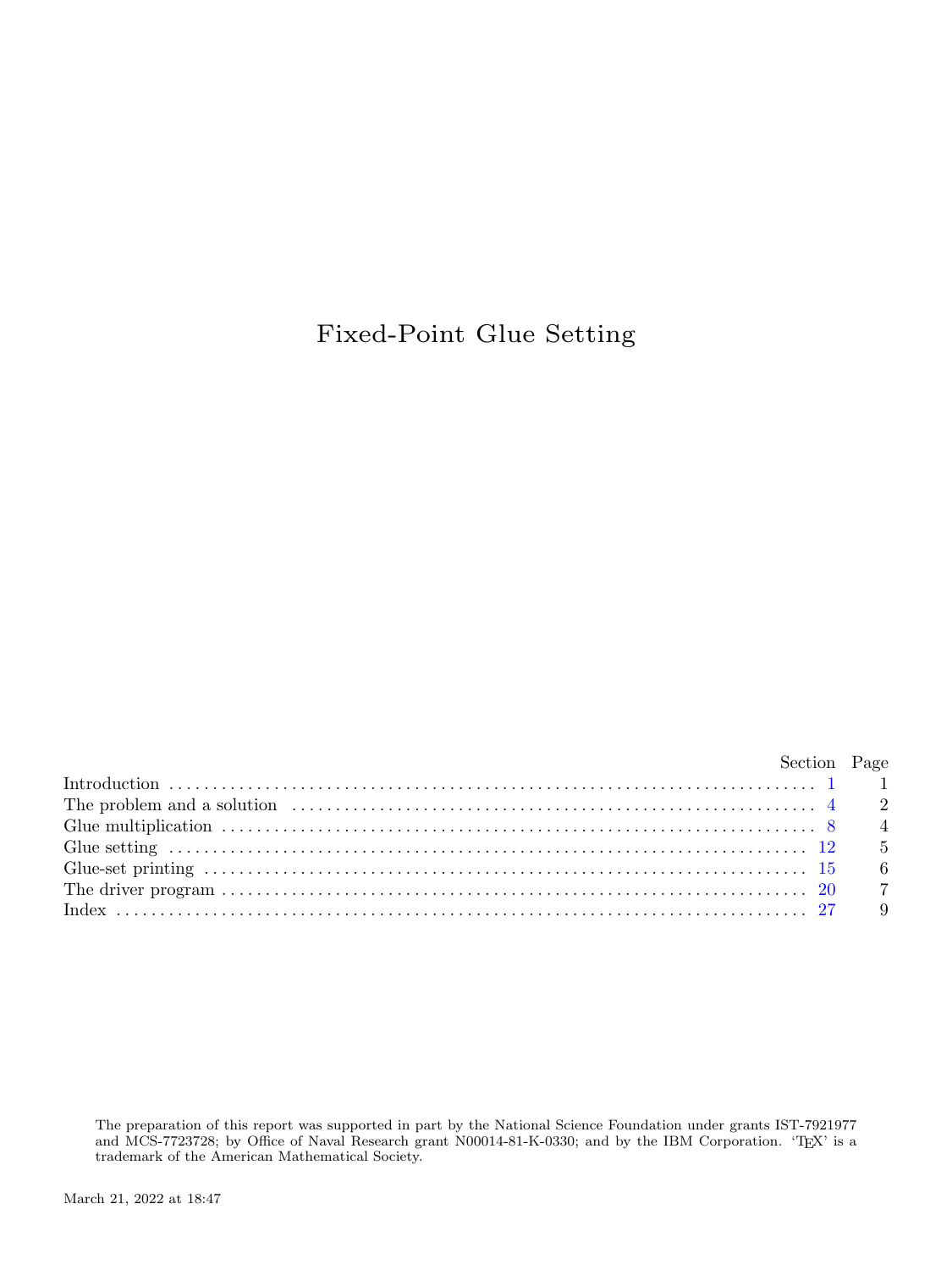# Fixed-Point Glue Setting

| | Section | Page |
|---|---|---|
| Introduction | 1 | 1 |
| The problem and a solution | 4 | 2 |
| Glue multiplication | 8 | 4 |
| Glue setting | 12 | 5 |
| Glue-set printing | 15 | 6 |
| The driver program | 20 | 7 |
| Index | 27 | 9 |

The preparation of this report was supported in part by the National Science Foundation under grants IST-7921977 and MCS-7723728; by Office of Naval Research grant N00014-81-K-0330; and by the IBM Corporation. 'TEX' is a trademark of the American Mathematical Society.

March 21, 2022 at 18:47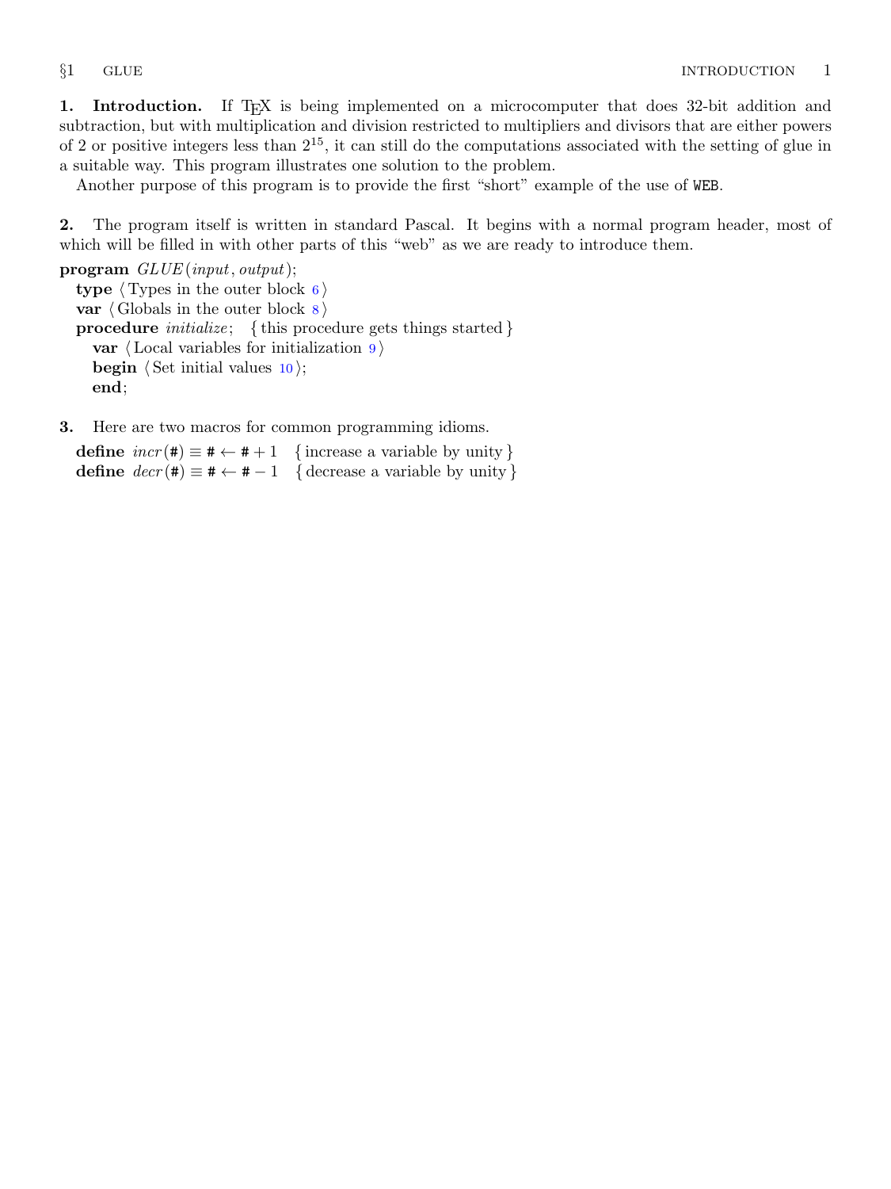**1. Introduction.** If TeX is being implemented on a microcomputer that does 32-bit addition and subtraction, but with multiplication and division restricted to multipliers and divisors that are either powers of 2 or positive integers less than $2^{15}$, it can still do the computations associated with the setting of glue in a suitable way. This program illustrates one solution to the problem.

Another purpose of this program is to provide the first "short" example of the use of `WEB`.

**2.** The program itself is written in standard Pascal. It begins with a normal program header, most of which will be filled in with other parts of this "web" as we are ready to introduce them.

**program** *GLUE*(*input*, *output*);
  **type** ⟨ Types in the outer block 6 ⟩
  **var** ⟨ Globals in the outer block 8 ⟩
  **procedure** *initialize*;   { this procedure gets things started }
    **var** ⟨ Local variables for initialization 9 ⟩
    **begin** ⟨ Set initial values 10 ⟩;
    **end**;

**3.** Here are two macros for common programming idioms.

  **define** *incr*(#) ≡ # ← # + 1   { increase a variable by unity }
  **define** *decr*(#) ≡ # ← # − 1   { decrease a variable by unity }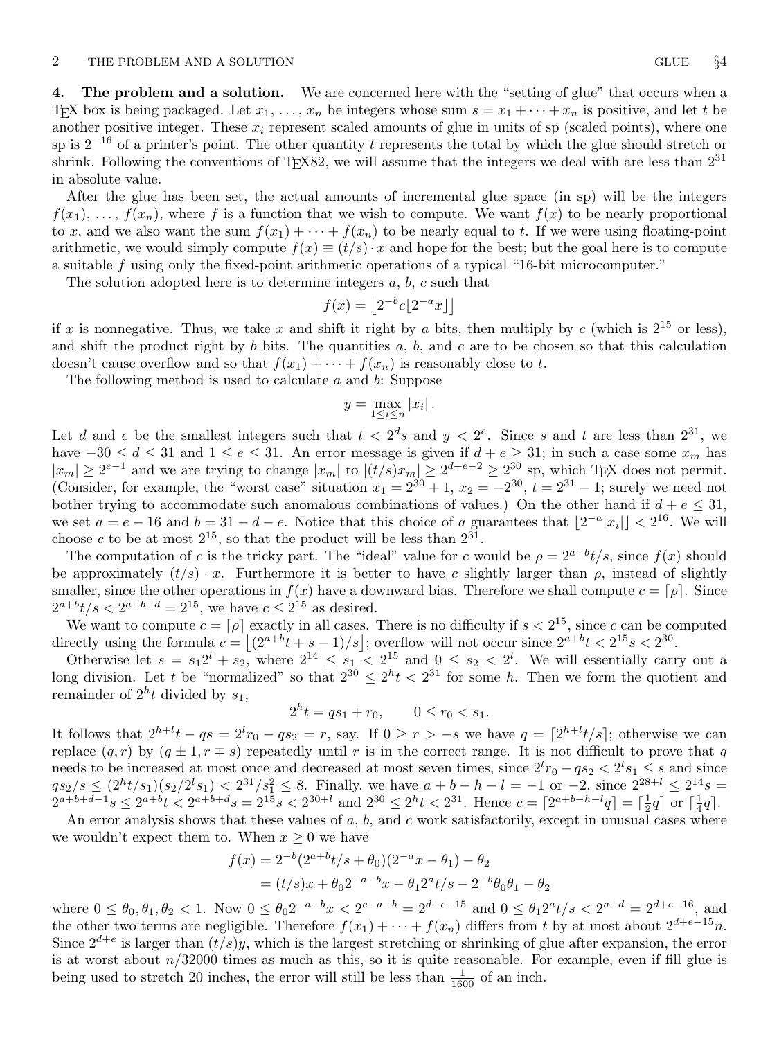**4. The problem and a solution.** We are concerned here with the "setting of glue" that occurs when a TeX box is being packaged. Let $x_1, \ldots, x_n$ be integers whose sum $s = x_1 + \cdots + x_n$ is positive, and let $t$ be another positive integer. These $x_i$ represent scaled amounts of glue in units of sp (scaled points), where one sp is $2^{-16}$ of a printer's point. The other quantity $t$ represents the total by which the glue should stretch or shrink. Following the conventions of TeX82, we will assume that the integers we deal with are less than $2^{31}$ in absolute value.

After the glue has been set, the actual amounts of incremental glue space (in sp) will be the integers $f(x_1), \ldots, f(x_n)$, where $f$ is a function that we wish to compute. We want $f(x)$ to be nearly proportional to $x$, and we also want the sum $f(x_1) + \cdots + f(x_n)$ to be nearly equal to $t$. If we were using floating-point arithmetic, we would simply compute $f(x) \equiv (t/s) \cdot x$ and hope for the best; but the goal here is to compute a suitable $f$ using only the fixed-point arithmetic operations of a typical "16-bit microcomputer."

The solution adopted here is to determine integers $a$, $b$, $c$ such that

$$f(x) = \lfloor 2^{-b} c \lfloor 2^{-a} x \rfloor \rfloor$$

if $x$ is nonnegative. Thus, we take $x$ and shift it right by $a$ bits, then multiply by $c$ (which is $2^{15}$ or less), and shift the product right by $b$ bits. The quantities $a$, $b$, and $c$ are to be chosen so that this calculation doesn't cause overflow and so that $f(x_1) + \cdots + f(x_n)$ is reasonably close to $t$.

The following method is used to calculate $a$ and $b$: Suppose

$$y = \max_{1 \le i \le n} |x_i| .$$

Let $d$ and $e$ be the smallest integers such that $t < 2^d s$ and $y < 2^e$. Since $s$ and $t$ are less than $2^{31}$, we have $-30 \le d \le 31$ and $1 \le e \le 31$. An error message is given if $d + e \ge 31$; in such a case some $x_m$ has $|x_m| \ge 2^{e-1}$ and we are trying to change $|x_m|$ to $|(t/s)x_m| \ge 2^{d+e-2} \ge 2^{30}$ sp, which TeX does not permit. (Consider, for example, the "worst case" situation $x_1 = 2^{30} + 1$, $x_2 = -2^{30}$, $t = 2^{31} - 1$; surely we need not bother trying to accommodate such anomalous combinations of values.) On the other hand if $d + e \le 31$, we set $a = e - 16$ and $b = 31 - d - e$. Notice that this choice of $a$ guarantees that $\lfloor 2^{-a} |x_i| \rfloor < 2^{16}$. We will choose $c$ to be at most $2^{15}$, so that the product will be less than $2^{31}$.

The computation of $c$ is the tricky part. The "ideal" value for $c$ would be $\rho = 2^{a+b} t/s$, since $f(x)$ should be approximately $(t/s) \cdot x$. Furthermore it is better to have $c$ slightly larger than $\rho$, instead of slightly smaller, since the other operations in $f(x)$ have a downward bias. Therefore we shall compute $c = \lceil \rho \rceil$. Since $2^{a+b} t/s < 2^{a+b+d} = 2^{15}$, we have $c \le 2^{15}$ as desired.

We want to compute $c = \lceil \rho \rceil$ exactly in all cases. There is no difficulty if $s < 2^{15}$, since $c$ can be computed directly using the formula $c = \lfloor (2^{a+b} t + s - 1)/s \rfloor$; overflow will not occur since $2^{a+b} t < 2^{15} s < 2^{30}$.

Otherwise let $s = s_1 2^l + s_2$, where $2^{14} \le s_1 < 2^{15}$ and $0 \le s_2 < 2^l$. We will essentially carry out a long division. Let $t$ be "normalized" so that $2^{30} \le 2^h t < 2^{31}$ for some $h$. Then we form the quotient and remainder of $2^h t$ divided by $s_1$,

$$2^h t = q s_1 + r_0, \qquad 0 \le r_0 < s_1.$$

It follows that $2^{h+l} t - qs = 2^l r_0 - q s_2 = r$, say. If $0 \ge r > -s$ we have $q = \lceil 2^{h+l} t/s \rceil$; otherwise we can replace $(q, r)$ by $(q \pm 1, r \mp s)$ repeatedly until $r$ is in the correct range. It is not difficult to prove that $q$ needs to be increased at most once and decreased at most seven times, since $2^l r_0 - q s_2 < 2^l s_1 \le s$ and since $q s_2/s \le (2^h t/s_1)(s_2/2^l s_1) < 2^{31}/s_1^2 \le 8$. Finally, we have $a + b - h - l = -1$ or $-2$, since $2^{28+l} \le 2^{14} s = 2^{a+b+d-1} s \le 2^{a+b} t < 2^{a+b+d} s = 2^{15} s < 2^{30+l}$ and $2^{30} \le 2^h t < 2^{31}$. Hence $c = \lceil 2^{a+b-h-l} q \rceil = \lceil \frac{1}{2} q \rceil$ or $\lceil \frac{1}{4} q \rceil$.

An error analysis shows that these values of $a$, $b$, and $c$ work satisfactorily, except in unusual cases where we wouldn't expect them to. When $x \ge 0$ we have

$$\begin{aligned} f(x) &= 2^{-b}(2^{a+b} t/s + \theta_0)(2^{-a} x - \theta_1) - \theta_2 \\ &= (t/s)x + \theta_0 2^{-a-b} x - \theta_1 2^a t/s - 2^{-b} \theta_0 \theta_1 - \theta_2 \end{aligned}$$

where $0 \le \theta_0, \theta_1, \theta_2 < 1$. Now $0 \le \theta_0 2^{-a-b} x < 2^{e-a-b} = 2^{d+e-15}$ and $0 \le \theta_1 2^a t/s < 2^{a+d} = 2^{d+e-16}$, and the other two terms are negligible. Therefore $f(x_1) + \cdots + f(x_n)$ differs from $t$ by at most about $2^{d+e-15} n$. Since $2^{d+e}$ is larger than $(t/s)y$, which is the largest stretching or shrinking of glue after expansion, the error is at worst about $n/32000$ times as much as this, so it is quite reasonable. For example, even if fill glue is being used to stretch 20 inches, the error will still be less than $\frac{1}{1600}$ of an inch.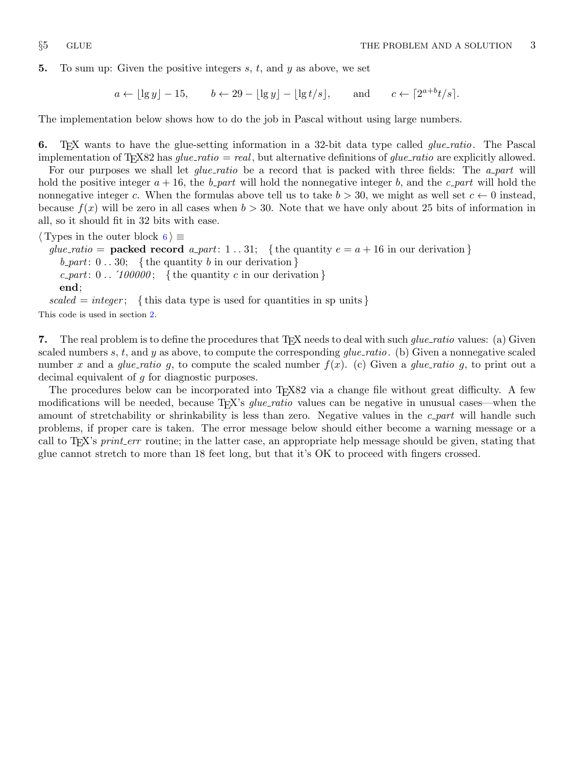**5.** To sum up: Given the positive integers $s$, $t$, and $y$ as above, we set

$$a \leftarrow \lfloor \lg y \rfloor - 15, \qquad b \leftarrow 29 - \lfloor \lg y \rfloor - \lfloor \lg t/s \rfloor, \qquad \text{and} \qquad c \leftarrow \lceil 2^{a+b} t/s \rceil.$$

The implementation below shows how to do the job in Pascal without using large numbers.

**6.** TeX wants to have the glue-setting information in a 32-bit data type called *glue_ratio*. The Pascal implementation of TeX82 has *glue_ratio* = *real*, but alternative definitions of *glue_ratio* are explicitly allowed.

For our purposes we shall let *glue_ratio* be a record that is packed with three fields: The *a_part* will hold the positive integer $a + 16$, the *b_part* will hold the nonnegative integer $b$, and the *c_part* will hold the nonnegative integer $c$. When the formulas above tell us to take $b > 30$, we might as well set $c \leftarrow 0$ instead, because $f(x)$ will be zero in all cases when $b > 30$. Note that we have only about 25 bits of information in all, so it should fit in 32 bits with ease.

```
⟨ Types in the outer block 6 ⟩ ≡
  glue_ratio = packed record a_part: 1 .. 31;  { the quantity e = a + 16 in our derivation }
    b_part: 0 .. 30;  { the quantity b in our derivation }
    c_part: 0 .. '100000;  { the quantity c in our derivation }
    end;
  scaled = integer;  { this data type is used for quantities in sp units }
```

This code is used in section 2.

**7.** The real problem is to define the procedures that TeX needs to deal with such *glue_ratio* values: (a) Given scaled numbers $s$, $t$, and $y$ as above, to compute the corresponding *glue_ratio*. (b) Given a nonnegative scaled number $x$ and a *glue_ratio* $g$, to compute the scaled number $f(x)$. (c) Given a *glue_ratio* $g$, to print out a decimal equivalent of $g$ for diagnostic purposes.

The procedures below can be incorporated into TeX82 via a change file without great difficulty. A few modifications will be needed, because TeX's *glue_ratio* values can be negative in unusual cases—when the amount of stretchability or shrinkability is less than zero. Negative values in the *c_part* will handle such problems, if proper care is taken. The error message below should either become a warning message or a call to TeX's *print_err* routine; in the latter case, an appropriate help message should be given, stating that glue cannot stretch to more than 18 feet long, but that it's OK to proceed with fingers crossed.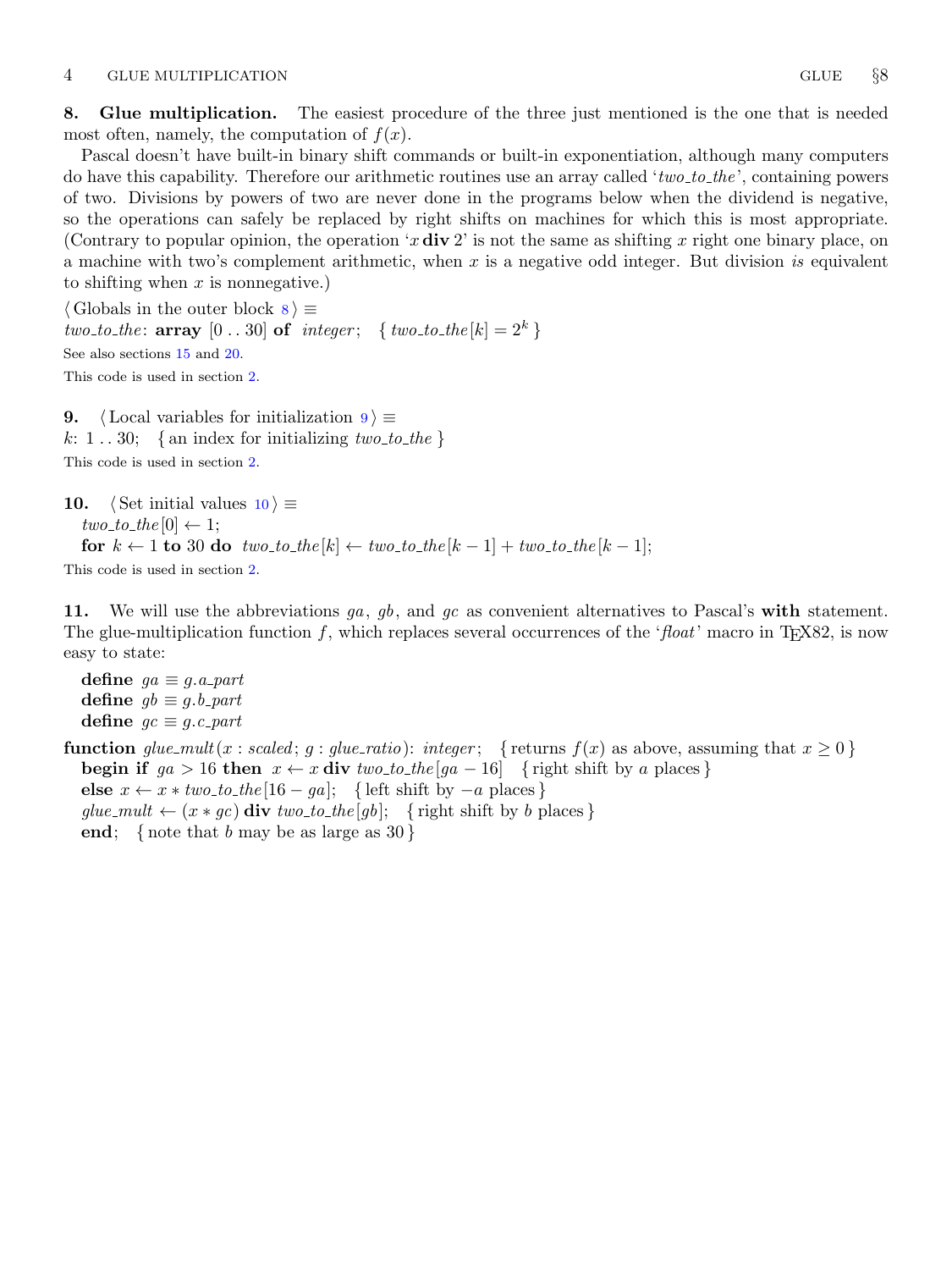**8. Glue multiplication.** The easiest procedure of the three just mentioned is the one that is needed most often, namely, the computation of $f(x)$.

Pascal doesn't have built-in binary shift commands or built-in exponentiation, although many computers do have this capability. Therefore our arithmetic routines use an array called '*two_to_the*', containing powers of two. Divisions by powers of two are never done in the programs below when the dividend is negative, so the operations can safely be replaced by right shifts on machines for which this is most appropriate. (Contrary to popular opinion, the operation '$x$ **div** 2' is not the same as shifting $x$ right one binary place, on a machine with two's complement arithmetic, when $x$ is a negative odd integer. But division *is* equivalent to shifting when $x$ is nonnegative.)

⟨ Globals in the outer block 8 ⟩ ≡
*two_to_the*: **array** [0 . . 30] **of** *integer*; { $two\_to\_the[k] = 2^k$ }

See also sections 15 and 20.

This code is used in section 2.

**9.** ⟨ Local variables for initialization 9 ⟩ ≡
$k$: 1 . . 30; { an index for initializing *two_to_the* }

This code is used in section 2.

**10.** ⟨ Set initial values 10 ⟩ ≡
*two_to_the*[0] ← 1;
**for** $k$ ← 1 **to** 30 **do** *two_to_the*[$k$] ← *two_to_the*[$k - 1$] + *two_to_the*[$k - 1$];

This code is used in section 2.

**11.** We will use the abbreviations *ga*, *gb*, and *gc* as convenient alternatives to Pascal's **with** statement. The glue-multiplication function $f$, which replaces several occurrences of the '*float*' macro in TEX82, is now easy to state:

**define** *ga* ≡ *g.a_part*
**define** *gb* ≡ *g.b_part*
**define** *gc* ≡ *g.c_part*

**function** *glue_mult*($x$ : *scaled*; $g$ : *glue_ratio*): *integer*; { returns $f(x)$ as above, assuming that $x \geq 0$ }
**begin if** *ga* > 16 **then** $x$ ← $x$ **div** *two_to_the*[*ga* − 16] { right shift by $a$ places }
**else** $x$ ← $x$ ∗ *two_to_the*[16 − *ga*]; { left shift by $-a$ places }
*glue_mult* ← ($x$ ∗ *gc*) **div** *two_to_the*[*gb*]; { right shift by $b$ places }
**end**; { note that $b$ may be as large as 30 }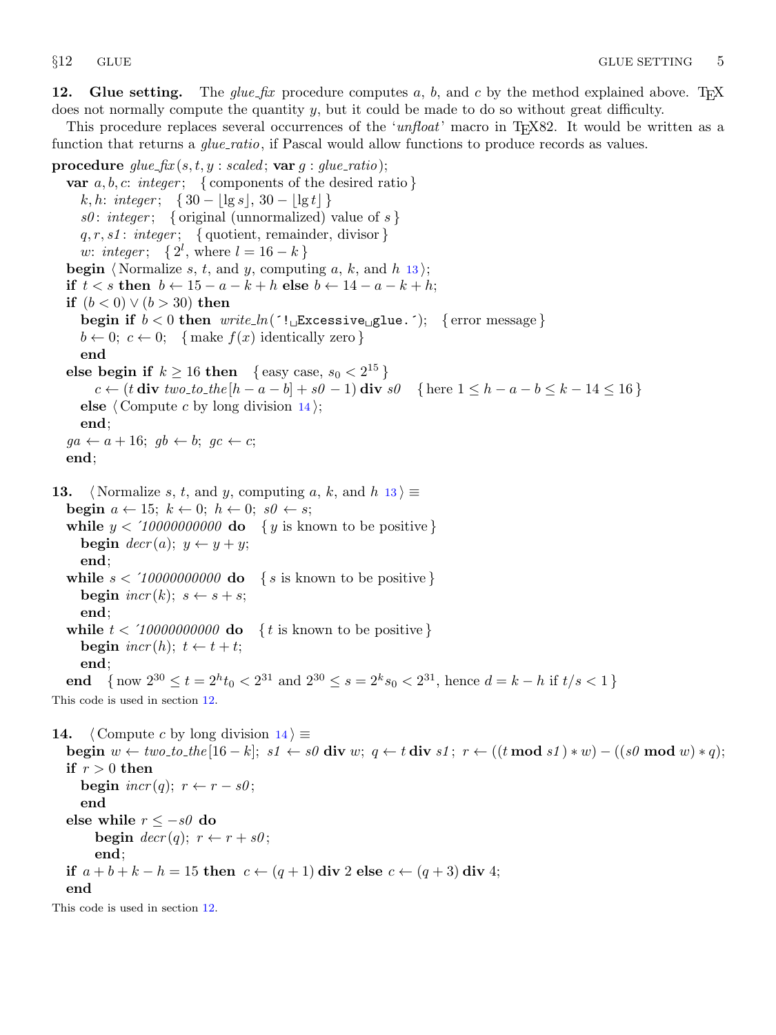**12. Glue setting.** The *glue_fix* procedure computes $a$, $b$, and $c$ by the method explained above. TeX does not normally compute the quantity $y$, but it could be made to do so without great difficulty.

This procedure replaces several occurrences of the '*unfloat*' macro in TeX82. It would be written as a function that returns a *glue_ratio*, if Pascal would allow functions to produce records as values.

```
procedure glue_fix(s, t, y : scaled; var g : glue_ratio);
  var a, b, c: integer;   { components of the desired ratio }
    k, h: integer;   { 30 − ⌊lg s⌋, 30 − ⌊lg t⌋ }
    s0: integer;   { original (unnormalized) value of s }
    q, r, s1: integer;   { quotient, remainder, divisor }
    w: integer;   { 2^l, where l = 16 − k }
  begin ⟨Normalize s, t, and y, computing a, k, and h 13⟩;
  if t < s then b ← 15 − a − k + h else b ← 14 − a − k + h;
  if (b < 0) ∨ (b > 30) then
    begin if b < 0 then write_ln('!␣Excessive␣glue.');   { error message }
    b ← 0; c ← 0;   { make f(x) identically zero }
    end
  else begin if k ≥ 16 then   { easy case, s_0 < 2^15 }
      c ← (t div two_to_the[h − a − b] + s0 − 1) div s0   { here 1 ≤ h − a − b ≤ k − 14 ≤ 16 }
    else ⟨Compute c by long division 14⟩;
    end;
  ga ← a + 16; gb ← b; gc ← c;
  end;
```

**13.** ⟨Normalize $s$, $t$, and $y$, computing $a$, $k$, and $h$ 13⟩ ≡

```
begin a ← 15; k ← 0; h ← 0; s0 ← s;
while y < '10000000000 do   { y is known to be positive }
  begin decr(a); y ← y + y;
  end;
while s < '10000000000 do   { s is known to be positive }
  begin incr(k); s ← s + s;
  end;
while t < '10000000000 do   { t is known to be positive }
  begin incr(h); t ← t + t;
  end;
end   { now 2^30 ≤ t = 2^h t_0 < 2^31 and 2^30 ≤ s = 2^k s_0 < 2^31, hence d = k − h if t/s < 1 }
```

This code is used in section 12.

**14.** ⟨Compute $c$ by long division 14⟩ ≡

```
begin w ← two_to_the[16 − k]; s1 ← s0 div w; q ← t div s1; r ← ((t mod s1) * w) − ((s0 mod w) * q);
if r > 0 then
  begin incr(q); r ← r − s0;
  end
else while r ≤ −s0 do
    begin decr(q); r ← r + s0;
    end;
if a + b + k − h = 15 then c ← (q + 1) div 2 else c ← (q + 3) div 4;
end
```

This code is used in section 12.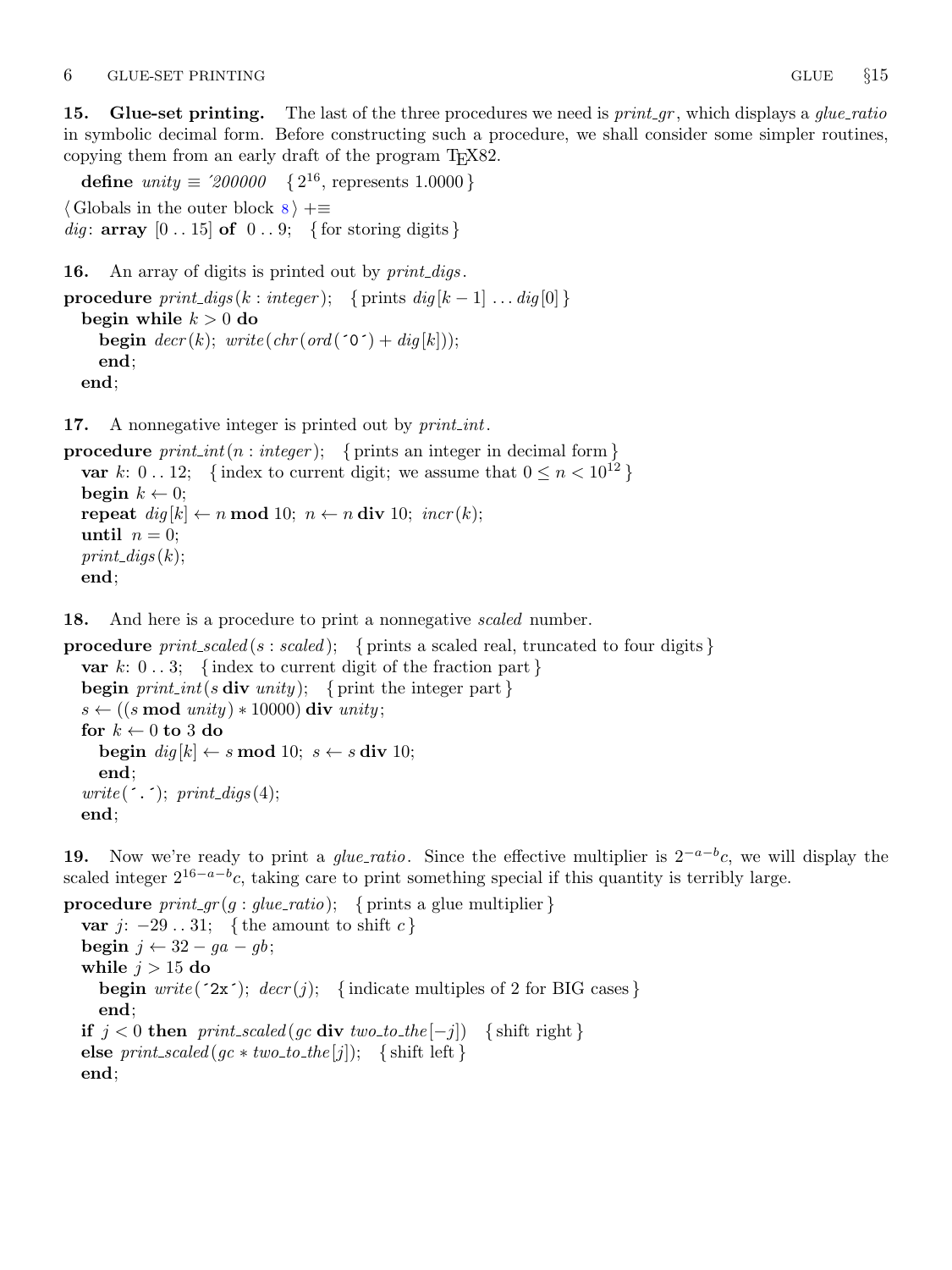**15. Glue-set printing.** The last of the three procedures we need is *print_gr*, which displays a *glue_ratio* in symbolic decimal form. Before constructing such a procedure, we shall consider some simpler routines, copying them from an early draft of the program TEX82.

```
define unity ≡ ´200000    { 2^16, represents 1.0000 }

⟨ Globals in the outer block 8 ⟩ +≡
dig: array [0 .. 15] of 0 .. 9;    { for storing digits }
```

**16.** An array of digits is printed out by *print_digs*.

```
procedure print_digs(k : integer);    { prints dig[k − 1] ... dig[0] }
  begin while k > 0 do
    begin decr(k); write(chr(ord(´0´) + dig[k]));
    end;
  end;
```

**17.** A nonnegative integer is printed out by *print_int*.

```
procedure print_int(n : integer);    { prints an integer in decimal form }
  var k: 0 .. 12;    { index to current digit; we assume that 0 ≤ n < 10^12 }
  begin k ← 0;
  repeat dig[k] ← n mod 10; n ← n div 10; incr(k);
  until n = 0;
  print_digs(k);
  end;
```

**18.** And here is a procedure to print a nonnegative *scaled* number.

```
procedure print_scaled(s : scaled);    { prints a scaled real, truncated to four digits }
  var k: 0 .. 3;    { index to current digit of the fraction part }
  begin print_int(s div unity);    { print the integer part }
  s ← ((s mod unity) * 10000) div unity;
  for k ← 0 to 3 do
    begin dig[k] ← s mod 10; s ← s div 10;
    end;
  write(´.´); print_digs(4);
  end;
```

**19.** Now we're ready to print a *glue_ratio*. Since the effective multiplier is $2^{-a-b}c$, we will display the scaled integer $2^{16-a-b}c$, taking care to print something special if this quantity is terribly large.

```
procedure print_gr(g : glue_ratio);    { prints a glue multiplier }
  var j: −29 .. 31;    { the amount to shift c }
  begin j ← 32 − ga − gb;
  while j > 15 do
    begin write(´2x´); decr(j);    { indicate multiples of 2 for BIG cases }
    end;
  if j < 0 then print_scaled(gc div two_to_the[−j])    { shift right }
  else print_scaled(gc * two_to_the[j]);    { shift left }
  end;
```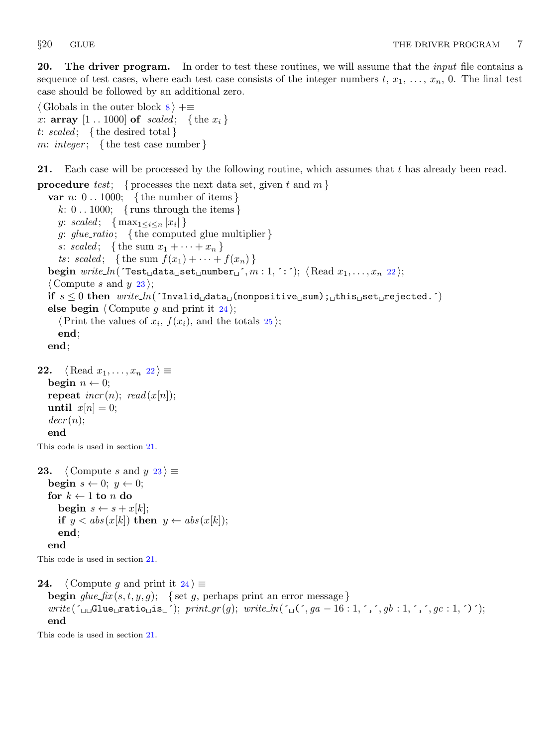**20. The driver program.** In order to test these routines, we will assume that the *input* file contains a sequence of test cases, where each test case consists of the integer numbers $t$, $x_1$, …, $x_n$, 0. The final test case should be followed by an additional zero.

```
⟨ Globals in the outer block 8 ⟩ +≡
x: array [1 .. 1000] of scaled;   { the x_i }
t: scaled;   { the desired total }
m: integer;   { the test case number }
```

**21.** Each case will be processed by the following routine, which assumes that $t$ has already been read.

```
procedure test;   { processes the next data set, given t and m }
  var n: 0 .. 1000;   { the number of items }
    k: 0 .. 1000;   { runs through the items }
    y: scaled;   { max_{1≤i≤n} |x_i| }
    g: glue_ratio;   { the computed glue multiplier }
    s: scaled;   { the sum x_1 + ··· + x_n }
    ts: scaled;   { the sum f(x_1) + ··· + f(x_n) }
  begin write_ln('Test data set number ', m : 1, ':'); ⟨ Read x_1, ..., x_n 22 ⟩;
  ⟨ Compute s and y 23 ⟩;
  if s ≤ 0 then write_ln('Invalid data (nonpositive sum); this set rejected.')
  else begin ⟨ Compute g and print it 24 ⟩;
    ⟨ Print the values of x_i, f(x_i), and the totals 25 ⟩;
    end;
  end;
```

**22.** ⟨ Read $x_1, \ldots, x_n$ 22 ⟩ ≡

```
  begin n ← 0;
  repeat incr(n); read(x[n]);
  until x[n] = 0;
  decr(n);
  end
```

This code is used in section 21.

**23.** ⟨ Compute $s$ and $y$ 23 ⟩ ≡

```
  begin s ← 0; y ← 0;
  for k ← 1 to n do
    begin s ← s + x[k];
    if y < abs(x[k]) then y ← abs(x[k]);
    end;
  end
```

This code is used in section 21.

**24.** ⟨ Compute $g$ and print it 24 ⟩ ≡

```
  begin glue_fix(s, t, y, g);   { set g, perhaps print an error message }
  write('  Glue ratio is '); print_gr(g); write_ln(' (', ga - 16 : 1, ',', gb : 1, ',', gc : 1, ')');
  end
```

This code is used in section 21.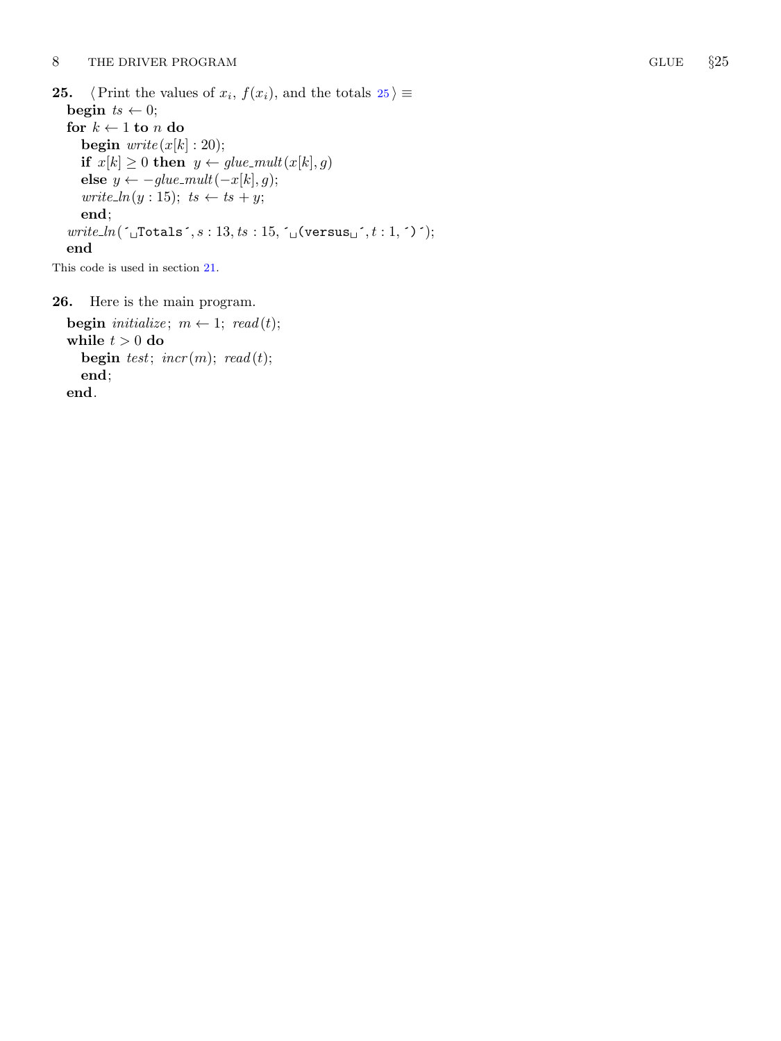**25.** ⟨Print the values of $x_i$, $f(x_i)$, and the totals 25⟩ ≡

```
begin ts ← 0;
for k ← 1 to n do
  begin write(x[k] : 20);
  if x[k] ≥ 0 then y ← glue_mult(x[k], g)
  else y ← −glue_mult(−x[k], g);
  write_ln(y : 15); ts ← ts + y;
  end;
write_ln(´␣Totals´, s : 13, ts : 15, ´␣(versus␣´, t : 1, ´)´);
end
```

This code is used in section 21.

**26.** Here is the main program.

```
begin initialize; m ← 1; read(t);
while t > 0 do
  begin test; incr(m); read(t);
  end;
end.
```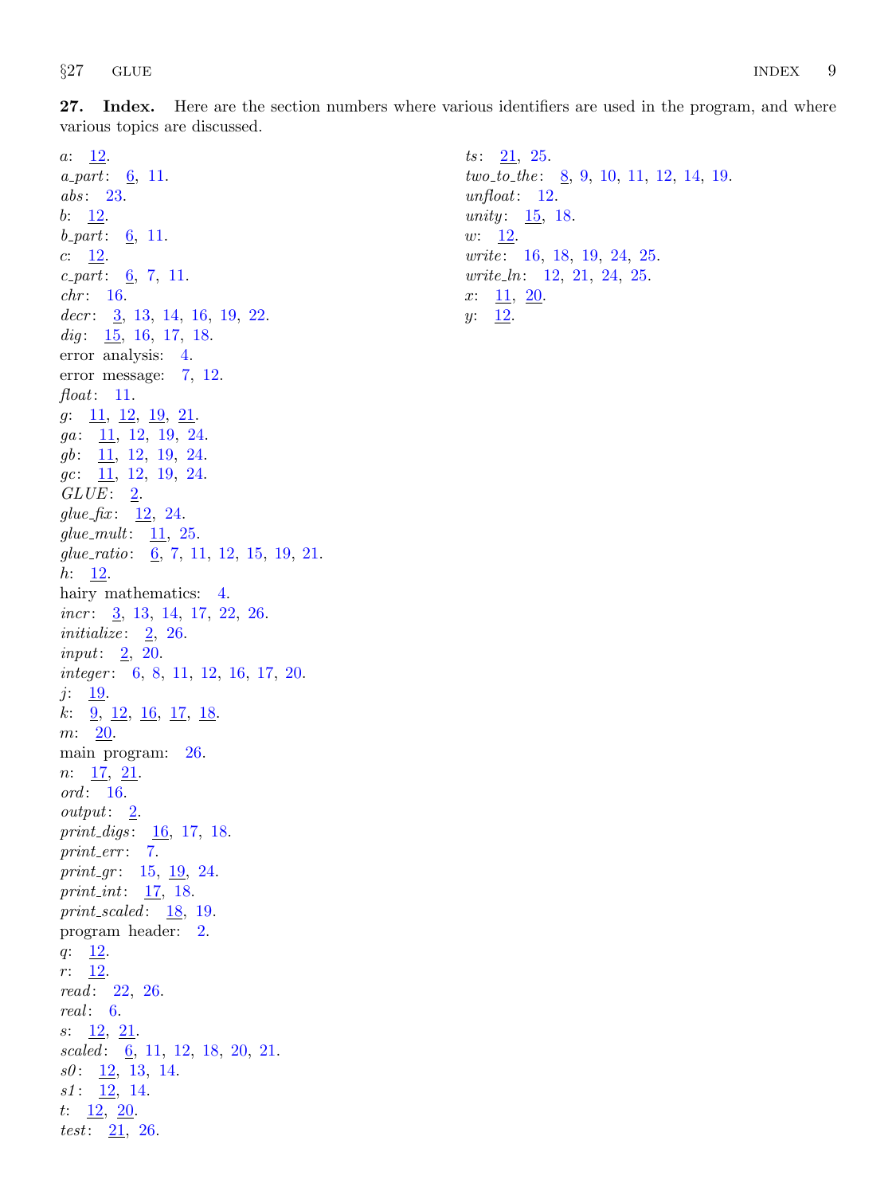**27. Index.** Here are the section numbers where various identifiers are used in the program, and where various topics are discussed.

*a*: 12.
*a_part*: 6, 11.
*abs*: 23.
*b*: 12.
*b_part*: 6, 11.
*c*: 12.
*c_part*: 6, 7, 11.
*chr*: 16.
*decr*: 3, 13, 14, 16, 19, 22.
*dig*: 15, 16, 17, 18.
error analysis: 4.
error message: 7, 12.
*float*: 11.
*g*: 11, 12, 19, 21.
*ga*: 11, 12, 19, 24.
*gb*: 11, 12, 19, 24.
*gc*: 11, 12, 19, 24.
*GLUE*: 2.
*glue_fix*: 12, 24.
*glue_mult*: 11, 25.
*glue_ratio*: 6, 7, 11, 12, 15, 19, 21.
*h*: 12.
hairy mathematics: 4.
*incr*: 3, 13, 14, 17, 22, 26.
*initialize*: 2, 26.
*input*: 2, 20.
*integer*: 6, 8, 11, 12, 16, 17, 20.
*j*: 19.
*k*: 9, 12, 16, 17, 18.
*m*: 20.
main program: 26.
*n*: 17, 21.
*ord*: 16.
*output*: 2.
*print_digs*: 16, 17, 18.
*print_err*: 7.
*print_gr*: 15, 19, 24.
*print_int*: 17, 18.
*print_scaled*: 18, 19.
program header: 2.
*q*: 12.
*r*: 12.
*read*: 22, 26.
*real*: 6.
*s*: 12, 21.
*scaled*: 6, 11, 12, 18, 20, 21.
*s0*: 12, 13, 14.
*s1*: 12, 14.
*t*: 12, 20.
*test*: 21, 26.
*ts*: 21, 25.
*two_to_the*: 8, 9, 10, 11, 12, 14, 19.
*unfloat*: 12.
*unity*: 15, 18.
*w*: 12.
*write*: 16, 18, 19, 24, 25.
*write_ln*: 12, 21, 24, 25.
*x*: 11, 20.
*y*: 12.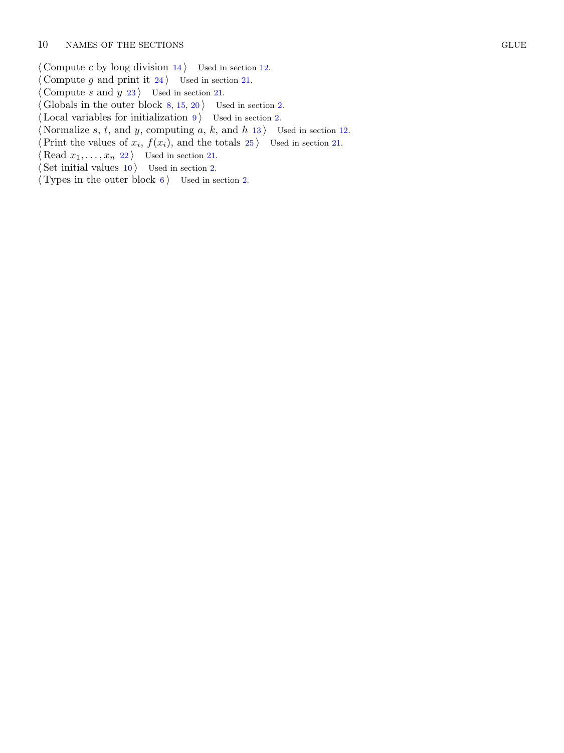⟨ Compute $c$ by long division 14 ⟩ Used in section 12.
⟨ Compute $g$ and print it 24 ⟩ Used in section 21.
⟨ Compute $s$ and $y$ 23 ⟩ Used in section 21.
⟨ Globals in the outer block 8, 15, 20 ⟩ Used in section 2.
⟨ Local variables for initialization 9 ⟩ Used in section 2.
⟨ Normalize $s$, $t$, and $y$, computing $a$, $k$, and $h$ 13 ⟩ Used in section 12.
⟨ Print the values of $x_i$, $f(x_i)$, and the totals 25 ⟩ Used in section 21.
⟨ Read $x_1, \ldots, x_n$ 22 ⟩ Used in section 21.
⟨ Set initial values 10 ⟩ Used in section 2.
⟨ Types in the outer block 6 ⟩ Used in section 2.